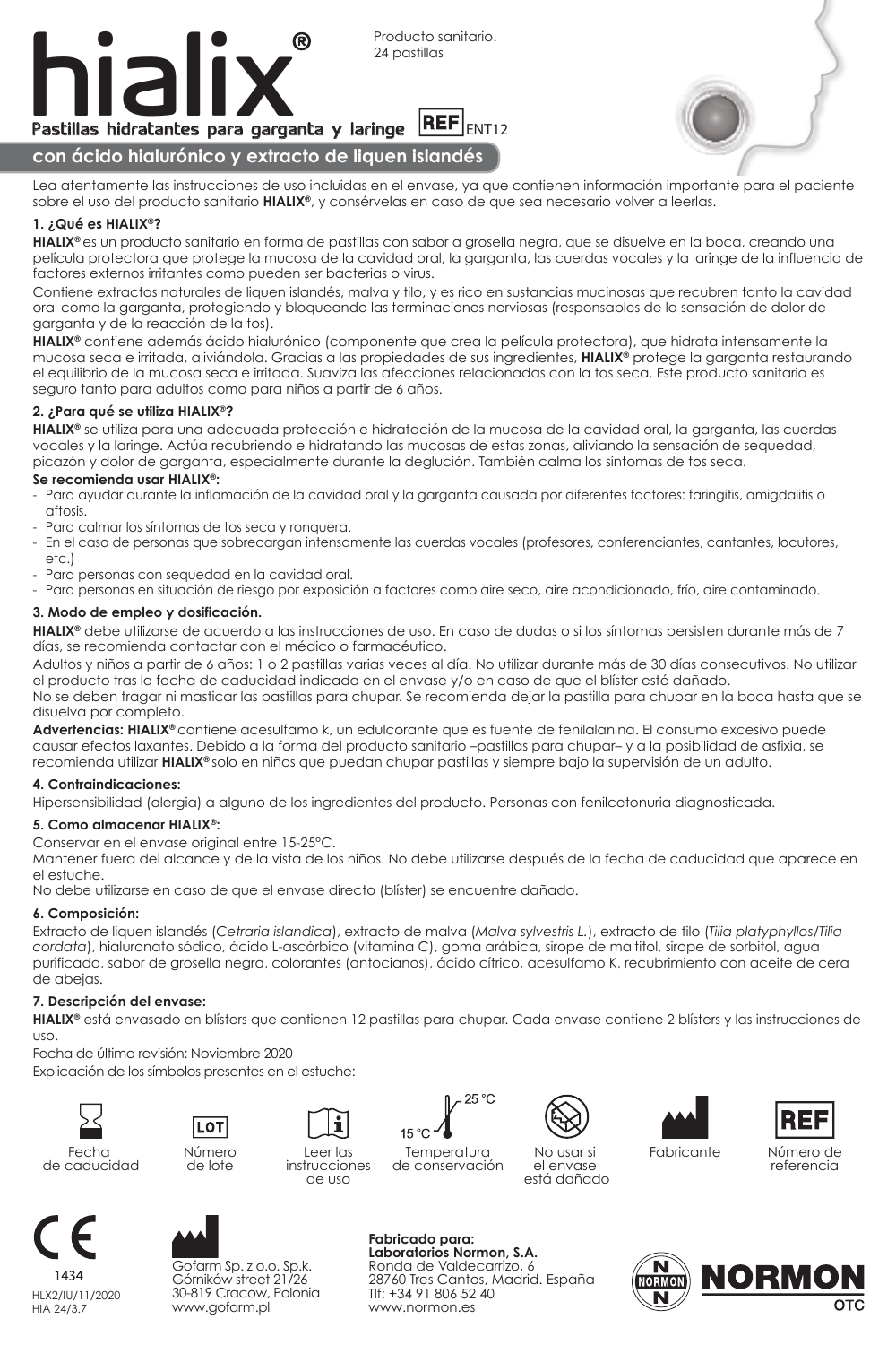# hialix®

Producto sanitario.
24 pastillas

**Pastillas hidratantes para garganta y laringe** REF ENT12

## con ácido hialurónico y extracto de liquen islandés

Lea atentamente las instrucciones de uso incluidas en el envase, ya que contienen información importante para el paciente sobre el uso del producto sanitario **HIALIX®**, y consérvelas en caso de que sea necesario volver a leerlas.

### 1. ¿Qué es HIALIX®?

**HIALIX®** es un producto sanitario en forma de pastillas con sabor a grosella negra, que se disuelve en la boca, creando una película protectora que protege la mucosa de la cavidad oral, la garganta, las cuerdas vocales y la laringe de la influencia de factores externos irritantes como pueden ser bacterias o virus.

Contiene extractos naturales de liquen islandés, malva y tilo, y es rico en sustancias mucinosas que recubren tanto la cavidad oral como la garganta, protegiendo y bloqueando las terminaciones nerviosas (responsables de la sensación de dolor de garganta y de la reacción de la tos).

**HIALIX®** contiene además ácido hialurónico (componente que crea la película protectora), que hidrata intensamente la mucosa seca e irritada, aliviándola. Gracias a las propiedades de sus ingredientes, **HIALIX®** protege la garganta restaurando el equilibrio de la mucosa seca e irritada. Suaviza las afecciones relacionadas con la tos seca. Este producto sanitario es seguro tanto para adultos como para niños a partir de 6 años.

### 2. ¿Para qué se utiliza HIALIX®?

**HIALIX®** se utiliza para una adecuada protección e hidratación de la mucosa de la cavidad oral, la garganta, las cuerdas vocales y la laringe. Actúa recubriendo e hidratando las mucosas de estas zonas, aliviando la sensación de sequedad, picazón y dolor de garganta, especialmente durante la deglución. También calma los síntomas de tos seca.

**Se recomienda usar HIALIX®:**

- Para ayudar durante la inflamación de la cavidad oral y la garganta causada por diferentes factores: faringitis, amigdalitis o aftosis.
- Para calmar los síntomas de tos seca y ronquera.
- En el caso de personas que sobrecargan intensamente las cuerdas vocales (profesores, conferenciantes, cantantes, locutores, etc.)
- Para personas con sequedad en la cavidad oral.
- Para personas en situación de riesgo por exposición a factores como aire seco, aire acondicionado, frío, aire contaminado.

### 3. Modo de empleo y dosificación.

**HIALIX®** debe utilizarse de acuerdo a las instrucciones de uso. En caso de dudas o si los síntomas persisten durante más de 7 días, se recomienda contactar con el médico o farmacéutico.

Adultos y niños a partir de 6 años: 1 o 2 pastillas varias veces al día. No utilizar durante más de 30 días consecutivos. No utilizar el producto tras la fecha de caducidad indicada en el envase y/o en caso de que el blíster esté dañado.

No se deben tragar ni masticar las pastillas para chupar. Se recomienda dejar la pastilla para chupar en la boca hasta que se disuelva por completo.

**Advertencias: HIALIX®** contiene acesulfamo k, un edulcorante que es fuente de fenilalanina. El consumo excesivo puede causar efectos laxantes. Debido a la forma del producto sanitario –pastillas para chupar– y a la posibilidad de asfixia, se recomienda utilizar **HIALIX®** solo en niños que puedan chupar pastillas y siempre bajo la supervisión de un adulto.

### 4. Contraindicaciones:

Hipersensibilidad (alergia) a alguno de los ingredientes del producto. Personas con fenilcetonuria diagnosticada.

### 5. Como almacenar HIALIX®:

Conservar en el envase original entre 15-25°C.

Mantener fuera del alcance y de la vista de los niños. No debe utilizarse después de la fecha de caducidad que aparece en el estuche.

No debe utilizarse en caso de que el envase directo (blíster) se encuentre dañado.

### 6. Composición:

Extracto de liquen islandés (*Cetraria islandica*), extracto de malva (*Malva sylvestris L.*), extracto de tilo (*Tilia platyphyllos*/*Tilia cordata*), hialuronato sódico, ácido L-ascórbico (vitamina C), goma arábica, sirope de maltitol, sirope de sorbitol, agua purificada, sabor de grosella negra, colorantes (antocianos), ácido cítrico, acesulfamo K, recubrimiento con aceite de cera de abejas.

### 7. Descripción del envase:

**HIALIX®** está envasado en blísters que contienen 12 pastillas para chupar. Cada envase contiene 2 blísters y las instrucciones de uso.

Fecha de última revisión: Noviembre 2020

Explicación de los símbolos presentes en el estuche:

- Fecha de caducidad
- LOT – Número de lote
- Leer las instrucciones de uso
- 15 °C – 25 °C – Temperatura de conservación
- No usar si el envase está dañado
- Fabricante
- REF – Número de referencia

CE 1434

HLX2/IU/11/2020
HIA 24/3.7

Gofarm Sp. z o.o. Sp.k.
Górników street 21/26
30-819 Cracow, Polonia
www.gofarm.pl

**Fabricado para:**
**Laboratorios Normon, S.A.**
Ronda de Valdecarrizo, 6
28760 Tres Cantos, Madrid. España
Tlf: +34 91 806 52 40
www.normon.es

NORMON OTC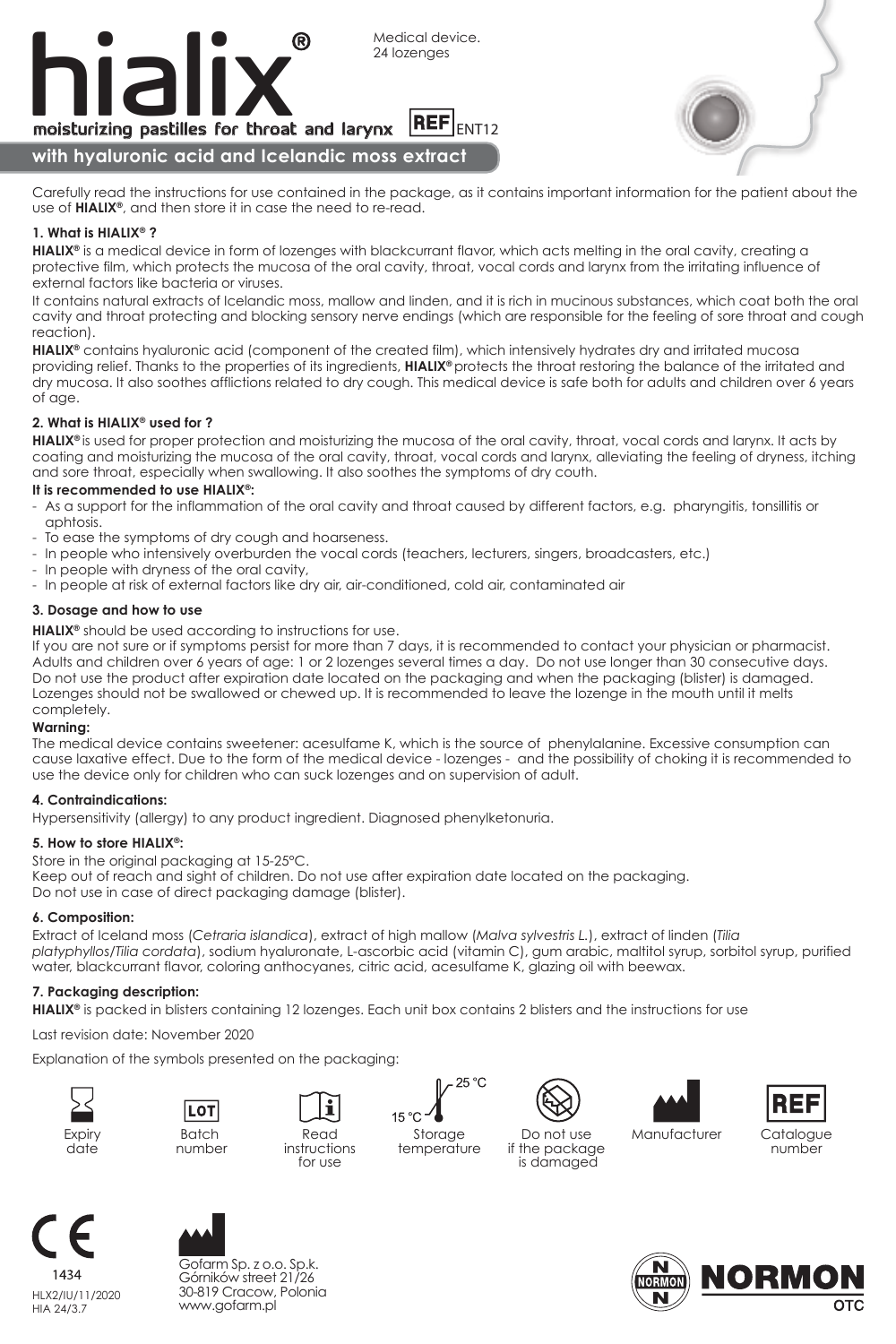# hialix®

Medical device.
24 lozenges

**moisturizing pastilles for throat and larynx** REF ENT12

**with hyaluronic acid and Icelandic moss extract**

Carefully read the instructions for use contained in the package, as it contains important information for the patient about the use of **HIALIX®**, and then store it in case the need to re-read.

### 1. What is HIALIX® ?

**HIALIX®** is a medical device in form of lozenges with blackcurrant flavor, which acts melting in the oral cavity, creating a protective film, which protects the mucosa of the oral cavity, throat, vocal cords and larynx from the irritating influence of external factors like bacteria or viruses.

It contains natural extracts of Icelandic moss, mallow and linden, and it is rich in mucinous substances, which coat both the oral cavity and throat protecting and blocking sensory nerve endings (which are responsible for the feeling of sore throat and cough reaction).

**HIALIX®** contains hyaluronic acid (component of the created film), which intensively hydrates dry and irritated mucosa providing relief. Thanks to the properties of its ingredients, **HIALIX®** protects the throat restoring the balance of the irritated and dry mucosa. It also soothes afflictions related to dry cough. This medical device is safe both for adults and children over 6 years of age.

### 2. What is HIALIX® used for ?

**HIALIX®** is used for proper protection and moisturizing the mucosa of the oral cavity, throat, vocal cords and larynx. It acts by coating and moisturizing the mucosa of the oral cavity, throat, vocal cords and larynx, alleviating the feeling of dryness, itching and sore throat, especially when swallowing. It also soothes the symptoms of dry couth.

**It is recommended to use HIALIX®:**

- As a support for the inflammation of the oral cavity and throat caused by different factors, e.g. pharyngitis, tonsillitis or aphtosis.
- To ease the symptoms of dry cough and hoarseness.
- In people who intensively overburden the vocal cords (teachers, lecturers, singers, broadcasters, etc.)
- In people with dryness of the oral cavity,
- In people at risk of external factors like dry air, air-conditioned, cold air, contaminated air

### 3. Dosage and how to use

**HIALIX®** should be used according to instructions for use.

If you are not sure or if symptoms persist for more than 7 days, it is recommended to contact your physician or pharmacist. Adults and children over 6 years of age: 1 or 2 lozenges several times a day. Do not use longer than 30 consecutive days. Do not use the product after expiration date located on the packaging and when the packaging (blister) is damaged. Lozenges should not be swallowed or chewed up. It is recommended to leave the lozenge in the mouth until it melts completely.

**Warning:**

The medical device contains sweetener: acesulfame K, which is the source of phenylalanine. Excessive consumption can cause laxative effect. Due to the form of the medical device - lozenges - and the possibility of choking it is recommended to use the device only for children who can suck lozenges and on supervision of adult.

### 4. Contraindications:

Hypersensitivity (allergy) to any product ingredient. Diagnosed phenylketonuria.

### 5. How to store HIALIX®:

Store in the original packaging at 15-25°C.
Keep out of reach and sight of children. Do not use after expiration date located on the packaging.
Do not use in case of direct packaging damage (blister).

### 6. Composition:

Extract of Iceland moss (*Cetraria islandica*), extract of high mallow (*Malva sylvestris L.*), extract of linden (*Tilia platyphyllos/Tilia cordata*), sodium hyaluronate, L-ascorbic acid (vitamin C), gum arabic, maltitol syrup, sorbitol syrup, purified water, blackcurrant flavor, coloring anthocyanes, citric acid, acesulfame K, glazing oil with beewax.

### 7. Packaging description:

**HIALIX®** is packed in blisters containing 12 lozenges. Each unit box contains 2 blisters and the instructions for use

Last revision date: November 2020

Explanation of the symbols presented on the packaging:

Expiry date

LOT Batch number

Read instructions for use

15 °C 25 °C Storage temperature

Do not use if the package is damaged

Manufacturer

REF Catalogue number

CE 1434

HLX2/IU/11/2020
HIA 24/3.7

Gofarm Sp. z o.o. Sp.k.
Górników street 21/26
30-819 Cracow, Polonia
www.gofarm.pl

NORMON OTC